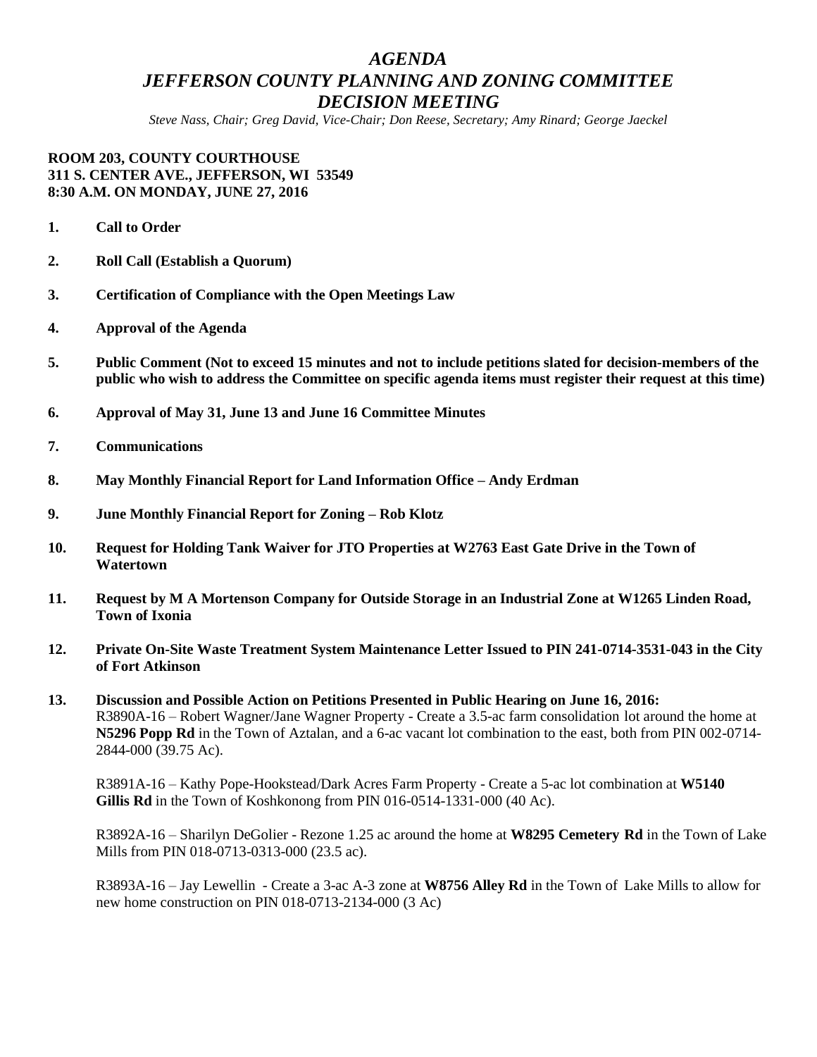# *AGENDA*
# *JEFFERSON COUNTY PLANNING AND ZONING COMMITTEE*
# *DECISION MEETING*

*Steve Nass, Chair; Greg David, Vice-Chair; Don Reese, Secretary; Amy Rinard; George Jaeckel*

**ROOM 203, COUNTY COURTHOUSE**
**311 S. CENTER AVE., JEFFERSON, WI 53549**
**8:30 A.M. ON MONDAY, JUNE 27, 2016**

1. **Call to Order**

2. **Roll Call (Establish a Quorum)**

3. **Certification of Compliance with the Open Meetings Law**

4. **Approval of the Agenda**

5. **Public Comment (Not to exceed 15 minutes and not to include petitions slated for decision-members of the public who wish to address the Committee on specific agenda items must register their request at this time)**

6. **Approval of May 31, June 13 and June 16 Committee Minutes**

7. **Communications**

8. **May Monthly Financial Report for Land Information Office – Andy Erdman**

9. **June Monthly Financial Report for Zoning – Rob Klotz**

10. **Request for Holding Tank Waiver for JTO Properties at W2763 East Gate Drive in the Town of Watertown**

11. **Request by M A Mortenson Company for Outside Storage in an Industrial Zone at W1265 Linden Road, Town of Ixonia**

12. **Private On-Site Waste Treatment System Maintenance Letter Issued to PIN 241-0714-3531-043 in the City of Fort Atkinson**

13. **Discussion and Possible Action on Petitions Presented in Public Hearing on June 16, 2016:**

    R3890A-16 – Robert Wagner/Jane Wagner Property - Create a 3.5-ac farm consolidation lot around the home at **N5296 Popp Rd** in the Town of Aztalan, and a 6-ac vacant lot combination to the east, both from PIN 002-0714-2844-000 (39.75 Ac).

    R3891A-16 – Kathy Pope-Hookstead/Dark Acres Farm Property - Create a 5-ac lot combination at **W5140 Gillis Rd** in the Town of Koshkonong from PIN 016-0514-1331-000 (40 Ac).

    R3892A-16 – Sharilyn DeGolier - Rezone 1.25 ac around the home at **W8295 Cemetery Rd** in the Town of Lake Mills from PIN 018-0713-0313-000 (23.5 ac).

    R3893A-16 – Jay Lewellin - Create a 3-ac A-3 zone at **W8756 Alley Rd** in the Town of Lake Mills to allow for new home construction on PIN 018-0713-2134-000 (3 Ac)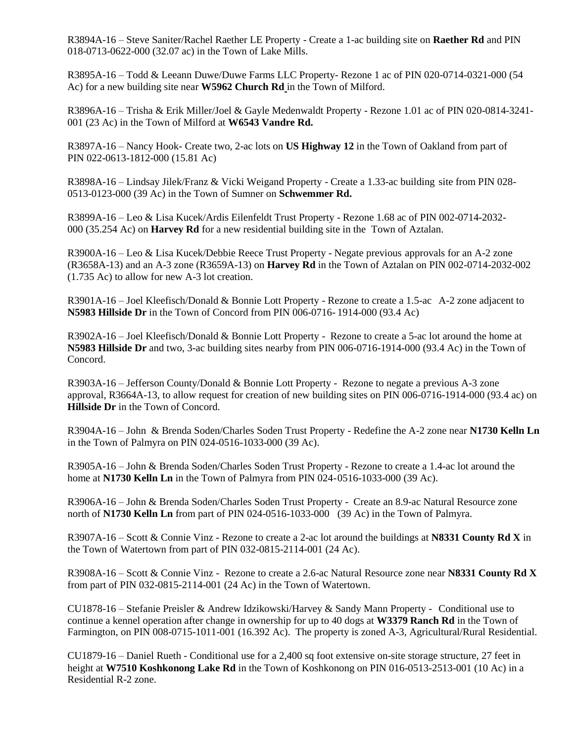R3894A-16 – Steve Saniter/Rachel Raether LE Property - Create a 1-ac building site on **Raether Rd** and PIN 018-0713-0622-000 (32.07 ac) in the Town of Lake Mills.

R3895A-16 – Todd & Leeann Duwe/Duwe Farms LLC Property- Rezone 1 ac of PIN 020-0714-0321-000 (54 Ac) for a new building site near **W5962 Church Rd** in the Town of Milford.

R3896A-16 – Trisha & Erik Miller/Joel & Gayle Medenwaldt Property - Rezone 1.01 ac of PIN 020-0814-3241-001 (23 Ac) in the Town of Milford at **W6543 Vandre Rd.**

R3897A-16 – Nancy Hook- Create two, 2-ac lots on **US Highway 12** in the Town of Oakland from part of PIN 022-0613-1812-000 (15.81 Ac)

R3898A-16 – Lindsay Jilek/Franz & Vicki Weigand Property - Create a 1.33-ac building site from PIN 028-0513-0123-000 (39 Ac) in the Town of Sumner on **Schwemmer Rd.**

R3899A-16 – Leo & Lisa Kucek/Ardis Eilenfeldt Trust Property - Rezone 1.68 ac of PIN 002-0714-2032-000 (35.254 Ac) on **Harvey Rd** for a new residential building site in the Town of Aztalan.

R3900A-16 – Leo & Lisa Kucek/Debbie Reece Trust Property - Negate previous approvals for an A-2 zone (R3658A-13) and an A-3 zone (R3659A-13) on **Harvey Rd** in the Town of Aztalan on PIN 002-0714-2032-002 (1.735 Ac) to allow for new A-3 lot creation.

R3901A-16 – Joel Kleefisch/Donald & Bonnie Lott Property - Rezone to create a 1.5-ac A-2 zone adjacent to **N5983 Hillside Dr** in the Town of Concord from PIN 006-0716- 1914-000 (93.4 Ac)

R3902A-16 – Joel Kleefisch/Donald & Bonnie Lott Property - Rezone to create a 5-ac lot around the home at **N5983 Hillside Dr** and two, 3-ac building sites nearby from PIN 006-0716-1914-000 (93.4 Ac) in the Town of Concord.

R3903A-16 – Jefferson County/Donald & Bonnie Lott Property - Rezone to negate a previous A-3 zone approval, R3664A-13, to allow request for creation of new building sites on PIN 006-0716-1914-000 (93.4 ac) on **Hillside Dr** in the Town of Concord.

R3904A-16 – John & Brenda Soden/Charles Soden Trust Property - Redefine the A-2 zone near **N1730 Kelln Ln** in the Town of Palmyra on PIN 024-0516-1033-000 (39 Ac).

R3905A-16 – John & Brenda Soden/Charles Soden Trust Property - Rezone to create a 1.4-ac lot around the home at **N1730 Kelln Ln** in the Town of Palmyra from PIN 024-0516-1033-000 (39 Ac).

R3906A-16 – John & Brenda Soden/Charles Soden Trust Property - Create an 8.9-ac Natural Resource zone north of **N1730 Kelln Ln** from part of PIN 024-0516-1033-000 (39 Ac) in the Town of Palmyra.

R3907A-16 – Scott & Connie Vinz - Rezone to create a 2-ac lot around the buildings at **N8331 County Rd X** in the Town of Watertown from part of PIN 032-0815-2114-001 (24 Ac).

R3908A-16 – Scott & Connie Vinz - Rezone to create a 2.6-ac Natural Resource zone near **N8331 County Rd X** from part of PIN 032-0815-2114-001 (24 Ac) in the Town of Watertown.

CU1878-16 – Stefanie Preisler & Andrew Idzikowski/Harvey & Sandy Mann Property - Conditional use to continue a kennel operation after change in ownership for up to 40 dogs at **W3379 Ranch Rd** in the Town of Farmington, on PIN 008-0715-1011-001 (16.392 Ac). The property is zoned A-3, Agricultural/Rural Residential.

CU1879-16 – Daniel Rueth - Conditional use for a 2,400 sq foot extensive on-site storage structure, 27 feet in height at **W7510 Koshkonong Lake Rd** in the Town of Koshkonong on PIN 016-0513-2513-001 (10 Ac) in a Residential R-2 zone.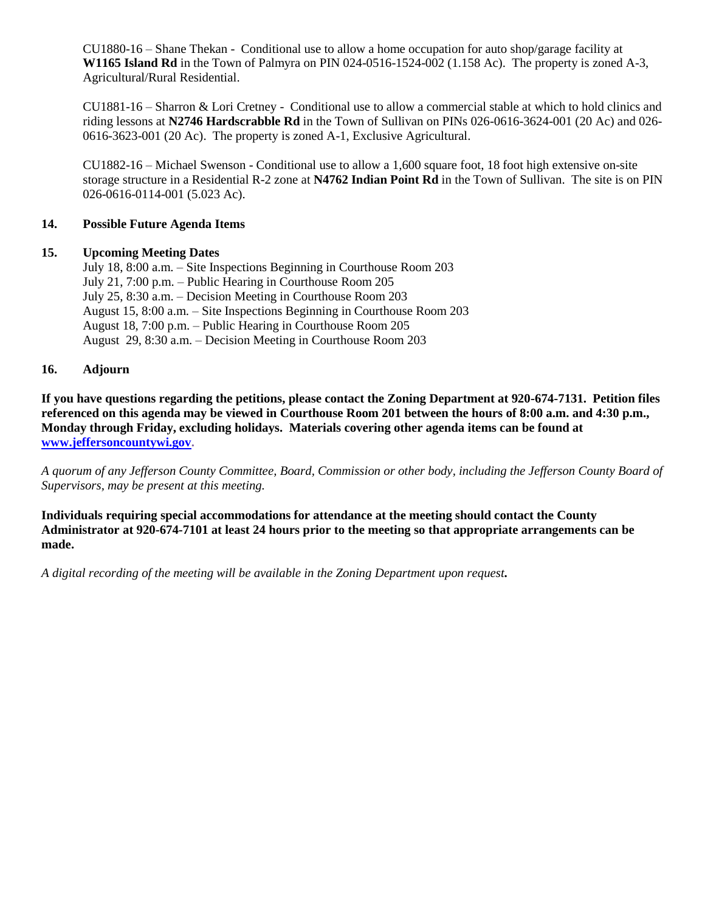CU1880-16 – Shane Thekan - Conditional use to allow a home occupation for auto shop/garage facility at **W1165 Island Rd** in the Town of Palmyra on PIN 024-0516-1524-002 (1.158 Ac). The property is zoned A-3, Agricultural/Rural Residential.

CU1881-16 – Sharron & Lori Cretney - Conditional use to allow a commercial stable at which to hold clinics and riding lessons at **N2746 Hardscrabble Rd** in the Town of Sullivan on PINs 026-0616-3624-001 (20 Ac) and 026-0616-3623-001 (20 Ac). The property is zoned A-1, Exclusive Agricultural.

CU1882-16 – Michael Swenson - Conditional use to allow a 1,600 square foot, 18 foot high extensive on-site storage structure in a Residential R-2 zone at **N4762 Indian Point Rd** in the Town of Sullivan. The site is on PIN 026-0616-0114-001 (5.023 Ac).

**14. Possible Future Agenda Items**

**15. Upcoming Meeting Dates**

July 18, 8:00 a.m. – Site Inspections Beginning in Courthouse Room 203
July 21, 7:00 p.m. – Public Hearing in Courthouse Room 205
July 25, 8:30 a.m. – Decision Meeting in Courthouse Room 203
August 15, 8:00 a.m. – Site Inspections Beginning in Courthouse Room 203
August 18, 7:00 p.m. – Public Hearing in Courthouse Room 205
August 29, 8:30 a.m. – Decision Meeting in Courthouse Room 203

**16. Adjourn**

**If you have questions regarding the petitions, please contact the Zoning Department at 920-674-7131. Petition files referenced on this agenda may be viewed in Courthouse Room 201 between the hours of 8:00 a.m. and 4:30 p.m., Monday through Friday, excluding holidays. Materials covering other agenda items can be found at www.jeffersoncountywi.gov.**

*A quorum of any Jefferson County Committee, Board, Commission or other body, including the Jefferson County Board of Supervisors, may be present at this meeting.*

**Individuals requiring special accommodations for attendance at the meeting should contact the County Administrator at 920-674-7101 at least 24 hours prior to the meeting so that appropriate arrangements can be made.**

*A digital recording of the meeting will be available in the Zoning Department upon request.*